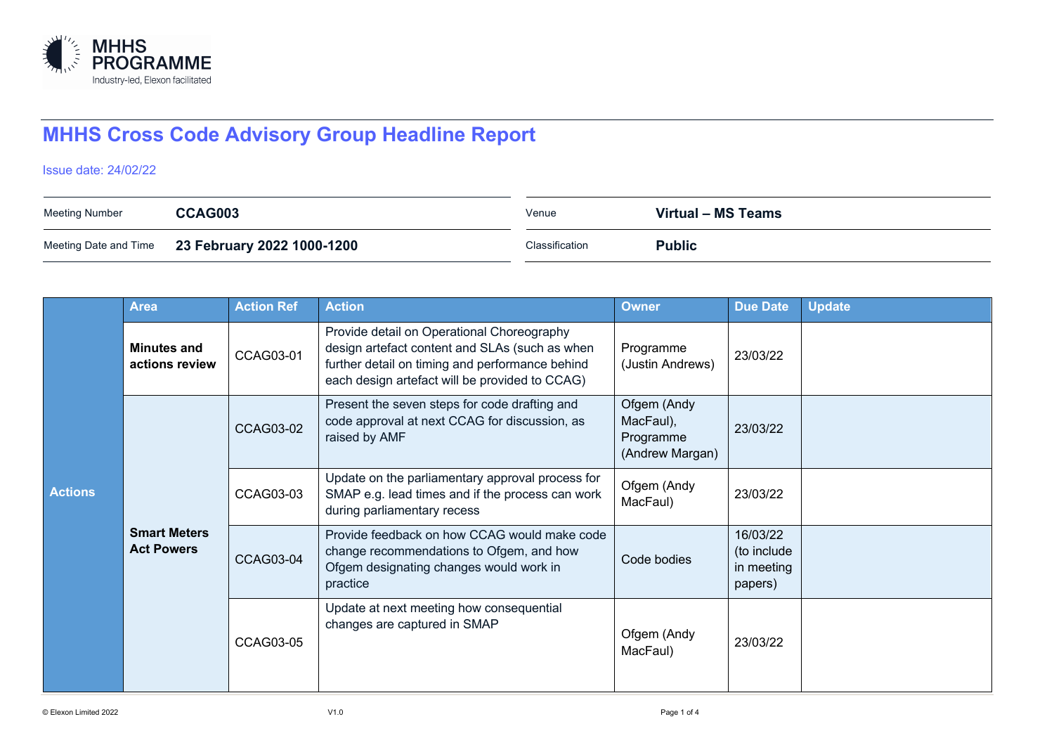MHHS PROGRAMME
Industry-led, Elexon facilitated

# MHHS Cross Code Advisory Group Headline Report

Issue date: 24/02/22

| | | | | |
|---|---|---|---|---|
| Meeting Number | **CCAG003** | | Venue | **Virtual – MS Teams** |
| Meeting Date and Time | **23 February 2022 1000-1200** | | Classification | **Public** |

| | Area | Action Ref | Action | Owner | Due Date | Update |
|---|---|---|---|---|---|---|
| **Actions** | **Minutes and actions review** | CCAG03-01 | Provide detail on Operational Choreography design artefact content and SLAs (such as when further detail on timing and performance behind each design artefact will be provided to CCAG) | Programme (Justin Andrews) | 23/03/22 | |
| | **Smart Meters Act Powers** | CCAG03-02 | Present the seven steps for code drafting and code approval at next CCAG for discussion, as raised by AMF | Ofgem (Andy MacFaul), Programme (Andrew Margan) | 23/03/22 | |
| | | CCAG03-03 | Update on the parliamentary approval process for SMAP e.g. lead times and if the process can work during parliamentary recess | Ofgem (Andy MacFaul) | 23/03/22 | |
| | | CCAG03-04 | Provide feedback on how CCAG would make code change recommendations to Ofgem, and how Ofgem designating changes would work in practice | Code bodies | 16/03/22 (to include in meeting papers) | |
| | | CCAG03-05 | Update at next meeting how consequential changes are captured in SMAP | Ofgem (Andy MacFaul) | 23/03/22 | |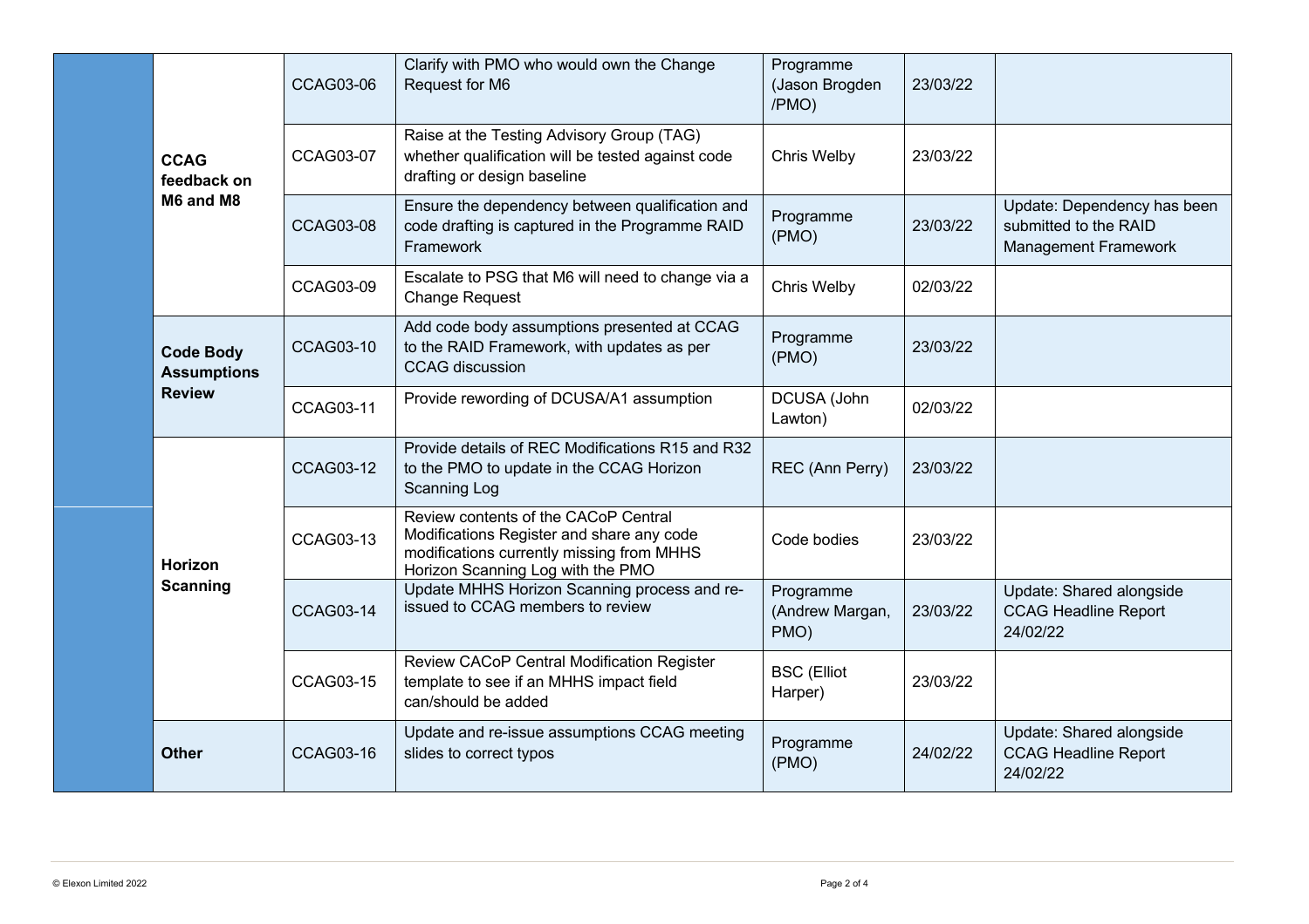| | | | | | | |
|---|---|---|---|---|---|---|
| | **CCAG feedback on M6 and M8** | CCAG03-06 | Clarify with PMO who would own the Change Request for M6 | Programme (Jason Brogden /PMO) | 23/03/22 | |
| | | CCAG03-07 | Raise at the Testing Advisory Group (TAG) whether qualification will be tested against code drafting or design baseline | Chris Welby | 23/03/22 | |
| | | CCAG03-08 | Ensure the dependency between qualification and code drafting is captured in the Programme RAID Framework | Programme (PMO) | 23/03/22 | Update: Dependency has been submitted to the RAID Management Framework |
| | | CCAG03-09 | Escalate to PSG that M6 will need to change via a Change Request | Chris Welby | 02/03/22 | |
| | **Code Body Assumptions Review** | CCAG03-10 | Add code body assumptions presented at CCAG to the RAID Framework, with updates as per CCAG discussion | Programme (PMO) | 23/03/22 | |
| | | CCAG03-11 | Provide rewording of DCUSA/A1 assumption | DCUSA (John Lawton) | 02/03/22 | |
| | **Horizon Scanning** | CCAG03-12 | Provide details of REC Modifications R15 and R32 to the PMO to update in the CCAG Horizon Scanning Log | REC (Ann Perry) | 23/03/22 | |
| | | CCAG03-13 | Review contents of the CACoP Central Modifications Register and share any code modifications currently missing from MHHS Horizon Scanning Log with the PMO | Code bodies | 23/03/22 | |
| | | CCAG03-14 | Update MHHS Horizon Scanning process and re-issued to CCAG members to review | Programme (Andrew Margan, PMO) | 23/03/22 | Update: Shared alongside CCAG Headline Report 24/02/22 |
| | | CCAG03-15 | Review CACoP Central Modification Register template to see if an MHHS impact field can/should be added | BSC (Elliot Harper) | 23/03/22 | |
| | **Other** | CCAG03-16 | Update and re-issue assumptions CCAG meeting slides to correct typos | Programme (PMO) | 24/02/22 | Update: Shared alongside CCAG Headline Report 24/02/22 |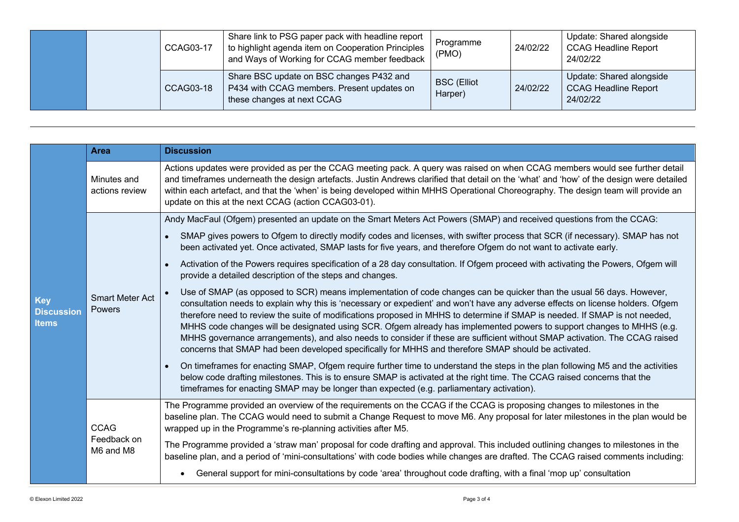| | | | | | | |
|---|---|---|---|---|---|---|
| | | CCAG03-17 | Share link to PSG paper pack with headline report to highlight agenda item on Cooperation Principles and Ways of Working for CCAG member feedback | Programme (PMO) | 24/02/22 | Update: Shared alongside CCAG Headline Report 24/02/22 |
| | | CCAG03-18 | Share BSC update on BSC changes P432 and P434 with CCAG members. Present updates on these changes at next CCAG | BSC (Elliot Harper) | 24/02/22 | Update: Shared alongside CCAG Headline Report 24/02/22 |

---

| | **Area** | **Discussion** |
|---|---|---|
| **Key Discussion Items** | Minutes and actions review | Actions updates were provided as per the CCAG meeting pack. A query was raised on when CCAG members would see further detail and timeframes underneath the design artefacts. Justin Andrews clarified that detail on the 'what' and 'how' of the design were detailed within each artefact, and that the 'when' is being developed within MHHS Operational Choreography. The design team will provide an update on this at the next CCAG (action CCAG03-01). |
| | Smart Meter Act Powers | Andy MacFaul (Ofgem) presented an update on the Smart Meters Act Powers (SMAP) and received questions from the CCAG:<br>• SMAP gives powers to Ofgem to directly modify codes and licenses, with swifter process that SCR (if necessary). SMAP has not been activated yet. Once activated, SMAP lasts for five years, and therefore Ofgem do not want to activate early.<br>• Activation of the Powers requires specification of a 28 day consultation. If Ofgem proceed with activating the Powers, Ofgem will provide a detailed description of the steps and changes.<br>• Use of SMAP (as opposed to SCR) means implementation of code changes can be quicker than the usual 56 days. However, consultation needs to explain why this is 'necessary or expedient' and won't have any adverse effects on license holders. Ofgem therefore need to review the suite of modifications proposed in MHHS to determine if SMAP is needed. If SMAP is not needed, MHHS code changes will be designated using SCR. Ofgem already has implemented powers to support changes to MHHS (e.g. MHHS governance arrangements), and also needs to consider if these are sufficient without SMAP activation. The CCAG raised concerns that SMAP had been developed specifically for MHHS and therefore SMAP should be activated.<br>• On timeframes for enacting SMAP, Ofgem require further time to understand the steps in the plan following M5 and the activities below code drafting milestones. This is to ensure SMAP is activated at the right time. The CCAG raised concerns that the timeframes for enacting SMAP may be longer than expected (e.g. parliamentary activation). |
| | CCAG Feedback on M6 and M8 | The Programme provided an overview of the requirements on the CCAG if the CCAG is proposing changes to milestones in the baseline plan. The CCAG would need to submit a Change Request to move M6. Any proposal for later milestones in the plan would be wrapped up in the Programme's re-planning activities after M5.<br>The Programme provided a 'straw man' proposal for code drafting and approval. This included outlining changes to milestones in the baseline plan, and a period of 'mini-consultations' with code bodies while changes are drafted. The CCAG raised comments including:<br>• General support for mini-consultations by code 'area' throughout code drafting, with a final 'mop up' consultation |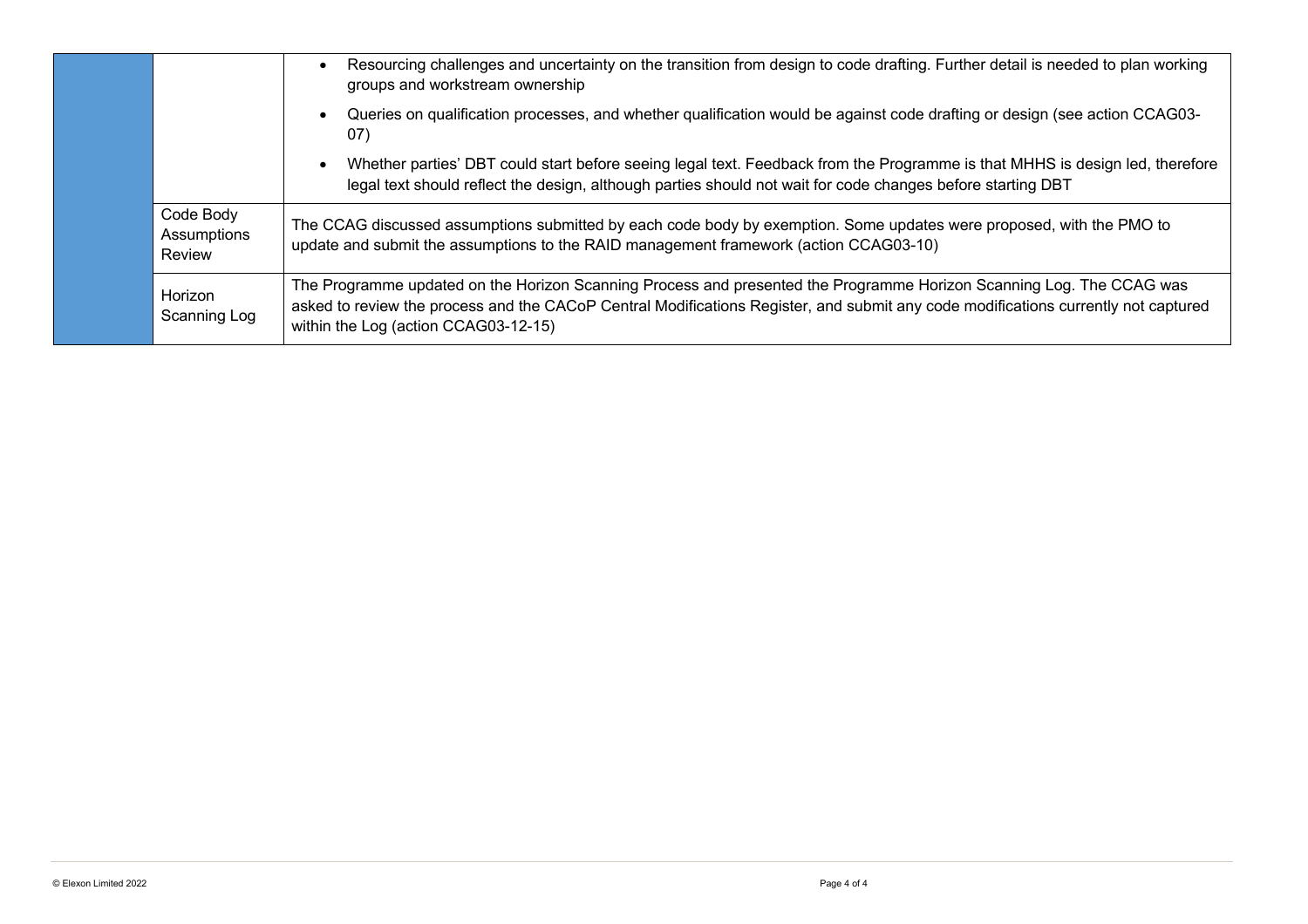| | | |
|---|---|---|
| | | • Resourcing challenges and uncertainty on the transition from design to code drafting. Further detail is needed to plan working groups and workstream ownership<br>• Queries on qualification processes, and whether qualification would be against code drafting or design (see action CCAG03-07)<br>• Whether parties' DBT could start before seeing legal text. Feedback from the Programme is that MHHS is design led, therefore legal text should reflect the design, although parties should not wait for code changes before starting DBT |
| | Code Body Assumptions Review | The CCAG discussed assumptions submitted by each code body by exemption. Some updates were proposed, with the PMO to update and submit the assumptions to the RAID management framework (action CCAG03-10) |
| | Horizon Scanning Log | The Programme updated on the Horizon Scanning Process and presented the Programme Horizon Scanning Log. The CCAG was asked to review the process and the CACoP Central Modifications Register, and submit any code modifications currently not captured within the Log (action CCAG03-12-15) |

© Elexon Limited 2022